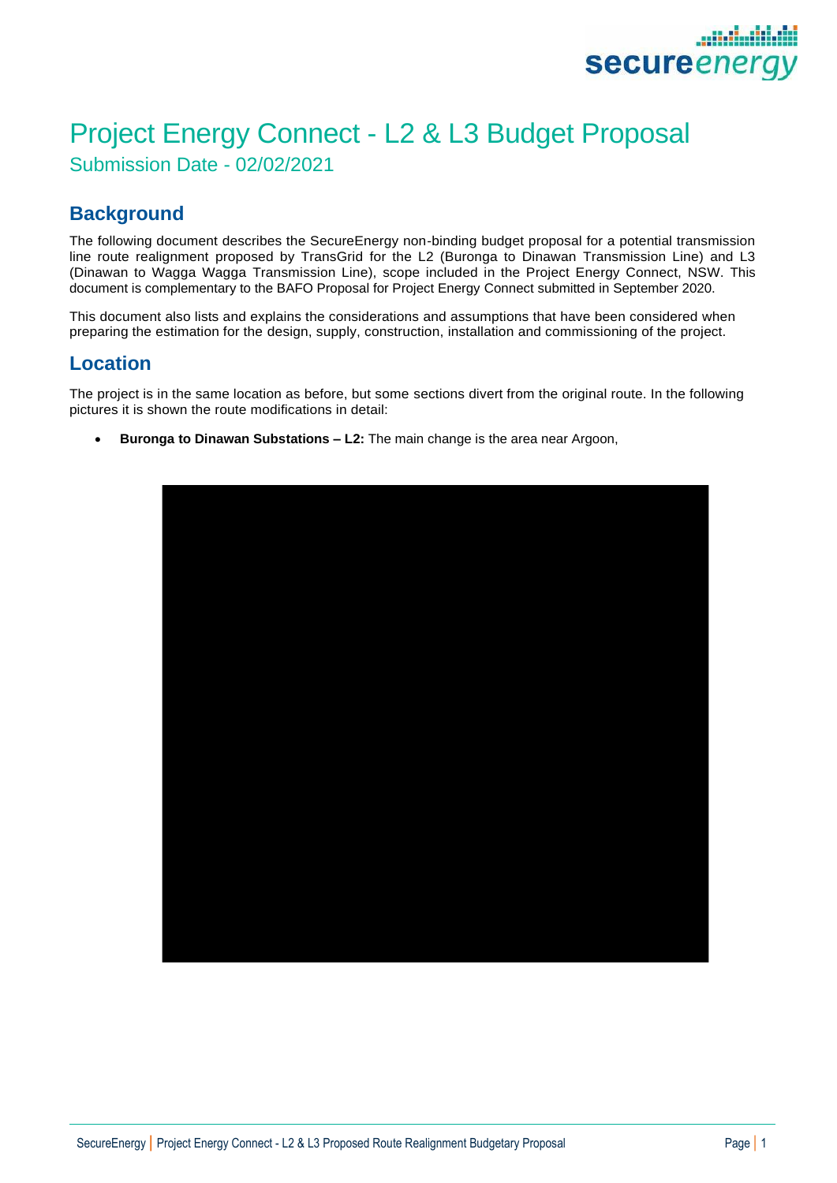# Project Energy Connect - L2 & L3 Budget Proposal

Submission Date - 02/02/2021

## Background

The following document describes the SecureEnergy non-binding budget proposal for a potential transmission line route realignment proposed by TransGrid for the L2 (Buronga to Dinawan Transmission Line) and L3 (Dinawan to Wagga Wagga Transmission Line), scope included in the Project Energy Connect, NSW. This document is complementary to the BAFO Proposal for Project Energy Connect submitted in September 2020.

This document also lists and explains the considerations and assumptions that have been considered when preparing the estimation for the design, supply, construction, installation and commissioning of the project.

## Location

The project is in the same location as before, but some sections divert from the original route. In the following pictures it is shown the route modifications in detail:

- **Buronga to Dinawan Substations – L2:** The main change is the area near Argoon,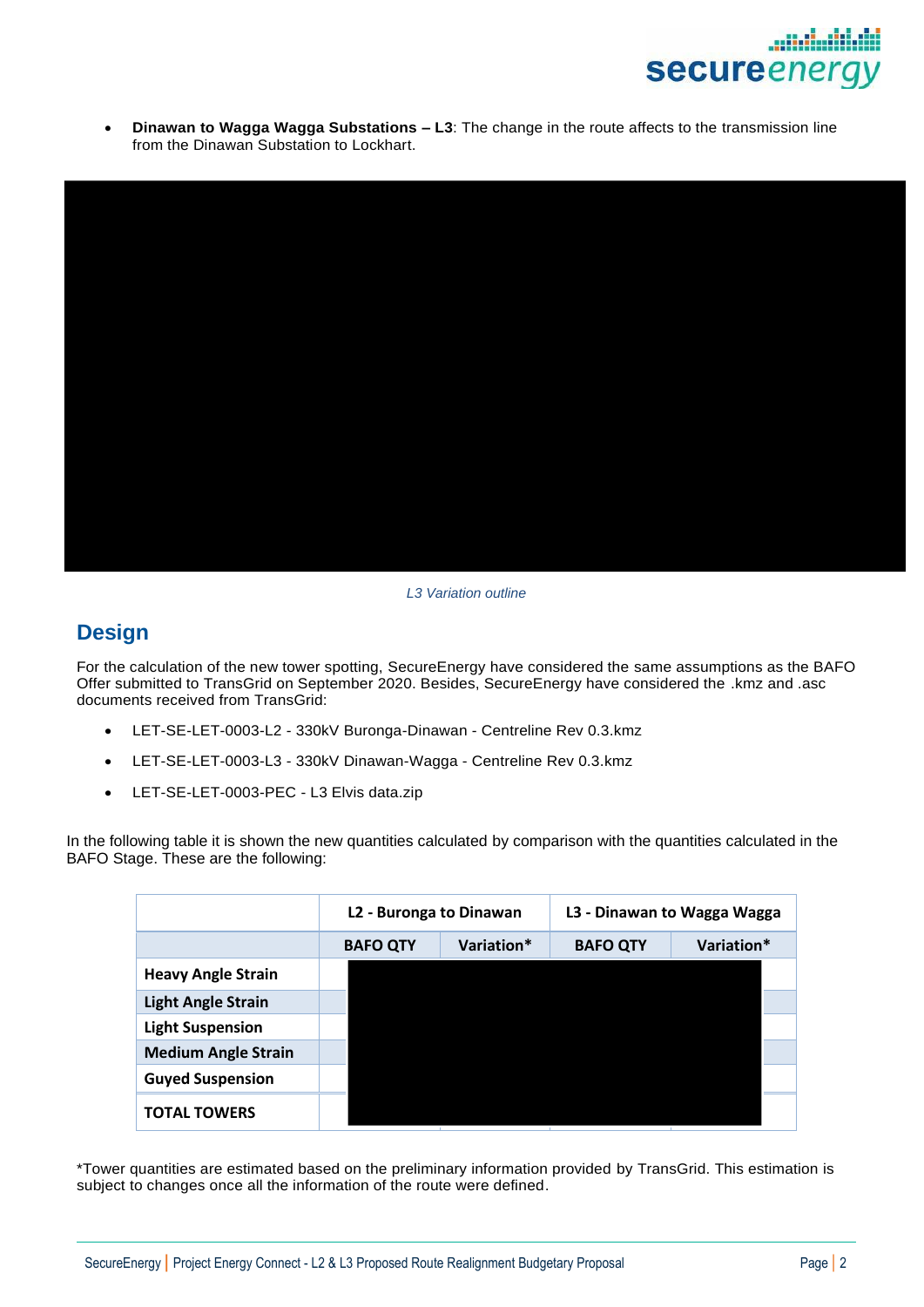- **Dinawan to Wagga Wagga Substations – L3**: The change in the route affects to the transmission line from the Dinawan Substation to Lockhart.

*L3 Variation outline*

## Design

For the calculation of the new tower spotting, SecureEnergy have considered the same assumptions as the BAFO Offer submitted to TransGrid on September 2020. Besides, SecureEnergy have considered the .kmz and .asc documents received from TransGrid:

- LET-SE-LET-0003-L2 - 330kV Buronga-Dinawan - Centreline Rev 0.3.kmz
- LET-SE-LET-0003-L3 - 330kV Dinawan-Wagga - Centreline Rev 0.3.kmz
- LET-SE-LET-0003-PEC - L3 Elvis data.zip

In the following table it is shown the new quantities calculated by comparison with the quantities calculated in the BAFO Stage. These are the following:

| | L2 - Buronga to Dinawan | | L3 - Dinawan to Wagga Wagga | |
|---|---|---|---|---|
| | BAFO QTY | Variation* | BAFO QTY | Variation* |
| Heavy Angle Strain | | | | |
| Light Angle Strain | | | | |
| Light Suspension | | | | |
| Medium Angle Strain | | | | |
| Guyed Suspension | | | | |
| TOTAL TOWERS | | | | |

*Tower quantities are estimated based on the preliminary information provided by TransGrid. This estimation is subject to changes once all the information of the route were defined.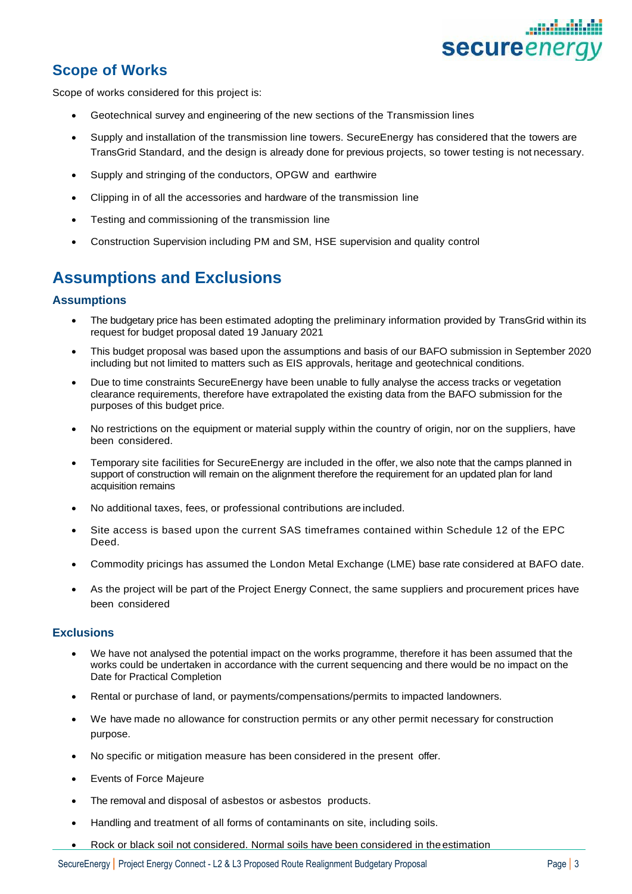## Scope of Works

Scope of works considered for this project is:

- Geotechnical survey and engineering of the new sections of the Transmission lines
- Supply and installation of the transmission line towers. SecureEnergy has considered that the towers are TransGrid Standard, and the design is already done for previous projects, so tower testing is not necessary.
- Supply and stringing of the conductors, OPGW and earthwire
- Clipping in of all the accessories and hardware of the transmission line
- Testing and commissioning of the transmission line
- Construction Supervision including PM and SM, HSE supervision and quality control

# Assumptions and Exclusions

### Assumptions

- The budgetary price has been estimated adopting the preliminary information provided by TransGrid within its request for budget proposal dated 19 January 2021
- This budget proposal was based upon the assumptions and basis of our BAFO submission in September 2020 including but not limited to matters such as EIS approvals, heritage and geotechnical conditions.
- Due to time constraints SecureEnergy have been unable to fully analyse the access tracks or vegetation clearance requirements, therefore have extrapolated the existing data from the BAFO submission for the purposes of this budget price.
- No restrictions on the equipment or material supply within the country of origin, nor on the suppliers, have been considered.
- Temporary site facilities for SecureEnergy are included in the offer, we also note that the camps planned in support of construction will remain on the alignment therefore the requirement for an updated plan for land acquisition remains
- No additional taxes, fees, or professional contributions are included.
- Site access is based upon the current SAS timeframes contained within Schedule 12 of the EPC Deed.
- Commodity pricings has assumed the London Metal Exchange (LME) base rate considered at BAFO date.
- As the project will be part of the Project Energy Connect, the same suppliers and procurement prices have been considered

### Exclusions

- We have not analysed the potential impact on the works programme, therefore it has been assumed that the works could be undertaken in accordance with the current sequencing and there would be no impact on the Date for Practical Completion
- Rental or purchase of land, or payments/compensations/permits to impacted landowners.
- We have made no allowance for construction permits or any other permit necessary for construction purpose.
- No specific or mitigation measure has been considered in the present offer.
- Events of Force Majeure
- The removal and disposal of asbestos or asbestos products.
- Handling and treatment of all forms of contaminants on site, including soils.
- Rock or black soil not considered. Normal soils have been considered in the estimation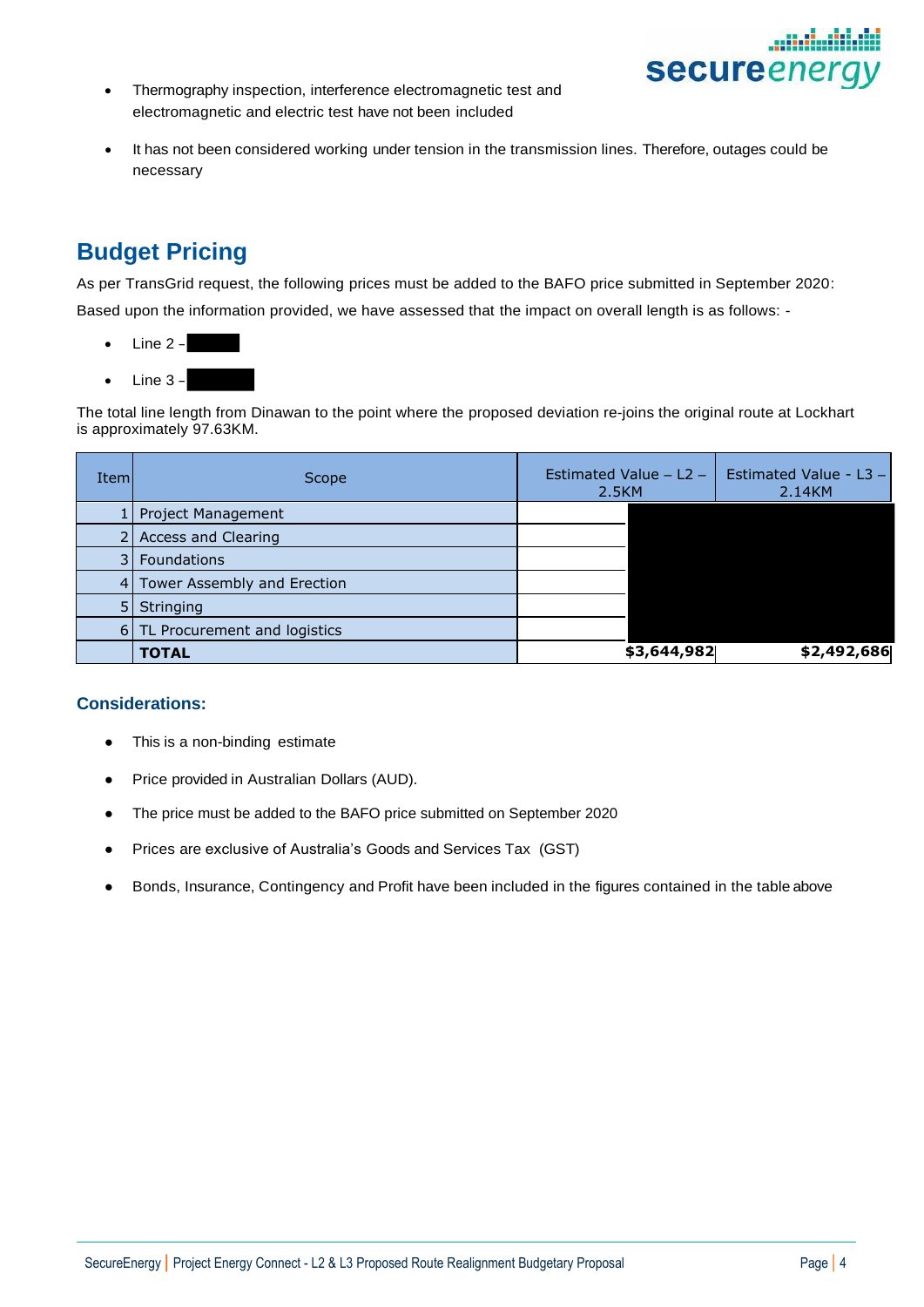- Thermography inspection, interference electromagnetic test and electromagnetic and electric test have not been included
- It has not been considered working under tension in the transmission lines. Therefore, outages could be necessary

## Budget Pricing

As per TransGrid request, the following prices must be added to the BAFO price submitted in September 2020:

Based upon the information provided, we have assessed that the impact on overall length is as follows: -

- Line 2 –
- Line 3 –

The total line length from Dinawan to the point where the proposed deviation re-joins the original route at Lockhart is approximately 97.63KM.

| Item | Scope | Estimated Value – L2 – 2.5KM | Estimated Value - L3 – 2.14KM |
|---|---|---|---|
| 1 | Project Management | | |
| 2 | Access and Clearing | | |
| 3 | Foundations | | |
| 4 | Tower Assembly and Erection | | |
| 5 | Stringing | | |
| 6 | TL Procurement and logistics | | |
| | **TOTAL** | **$3,644,982** | **$2,492,686** |

### Considerations:

- This is a non-binding estimate
- Price provided in Australian Dollars (AUD).
- The price must be added to the BAFO price submitted on September 2020
- Prices are exclusive of Australia's Goods and Services Tax (GST)
- Bonds, Insurance, Contingency and Profit have been included in the figures contained in the table above